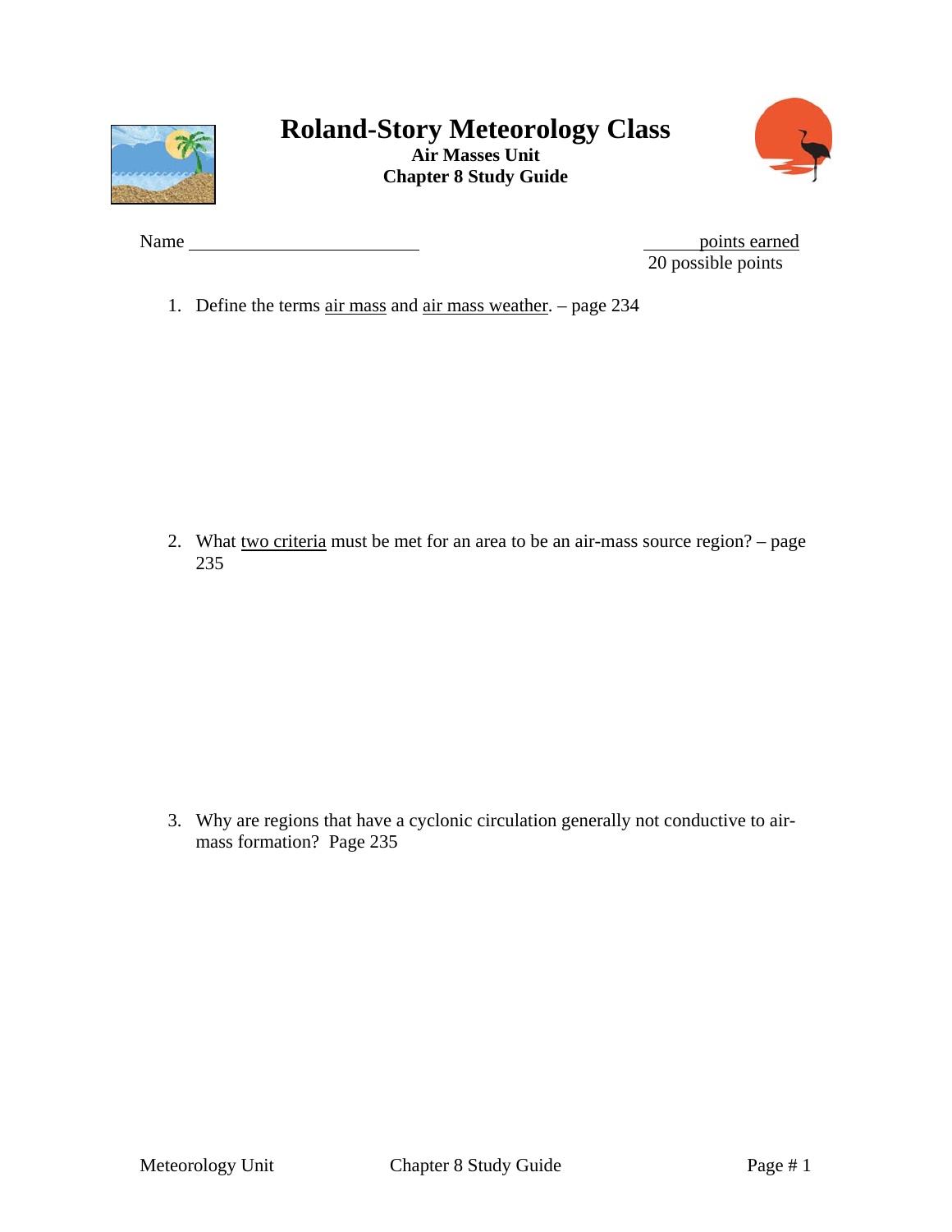# Roland-Story Meteorology Class

**Air Masses Unit**
**Chapter 8 Study Guide**

Name ____________________________

______ points earned
20 possible points

1. Define the terms <u>air mass</u> and <u>air mass weather</u>. – page 234

2. What <u>two criteria</u> must be met for an area to be an air-mass source region? – page 235

3. Why are regions that have a cyclonic circulation generally not conductive to air-mass formation? Page 235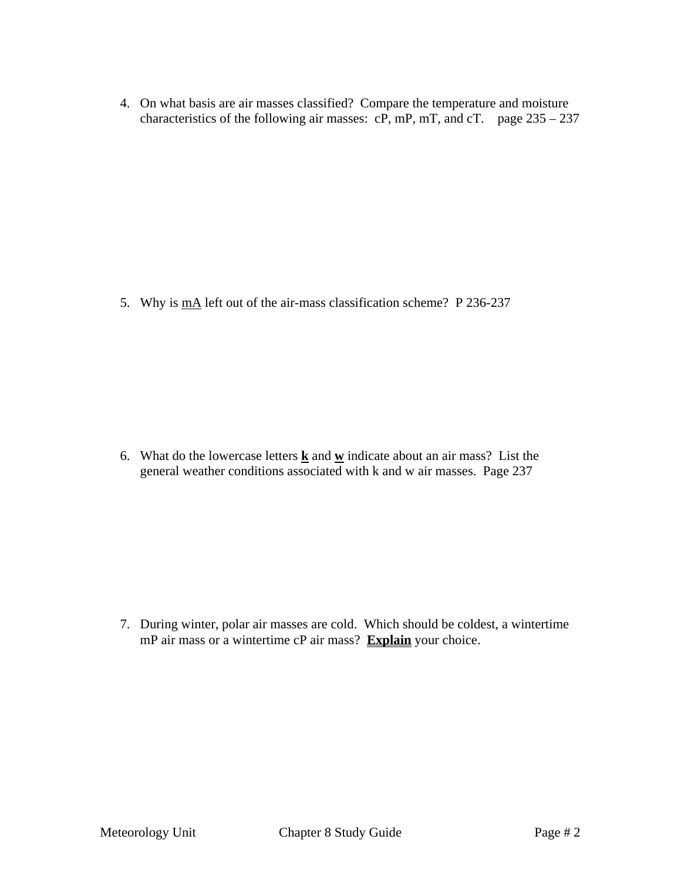4. On what basis are air masses classified? Compare the temperature and moisture characteristics of the following air masses: cP, mP, mT, and cT. page 235 – 237

5. Why is <u>mA</u> left out of the air-mass classification scheme? P 236-237

6. What do the lowercase letters <u>**k**</u> and <u>**w**</u> indicate about an air mass? List the general weather conditions associated with k and w air masses. Page 237

7. During winter, polar air masses are cold. Which should be coldest, a wintertime mP air mass or a wintertime cP air mass? <u>**Explain**</u> your choice.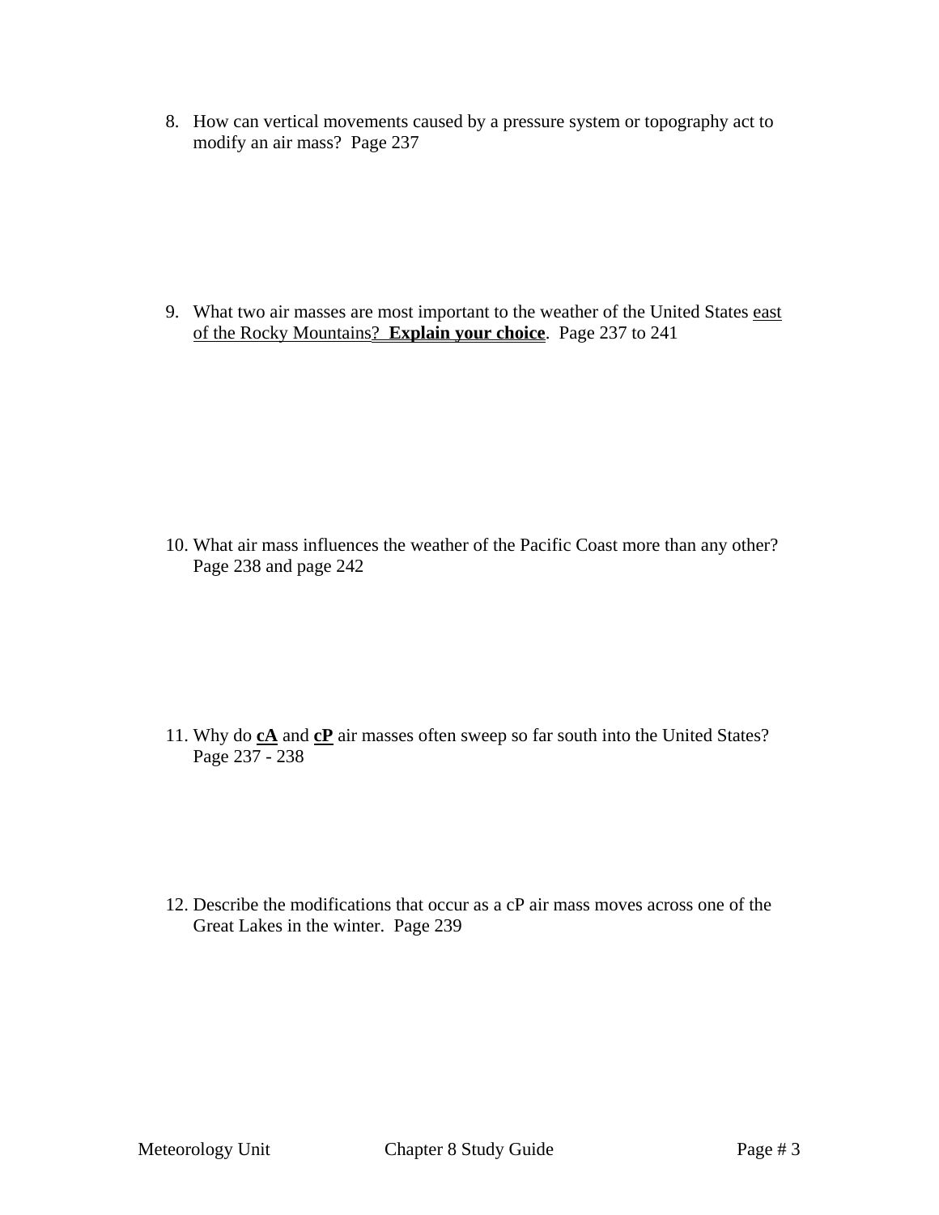8. How can vertical movements caused by a pressure system or topography act to modify an air mass? Page 237

9. What two air masses are most important to the weather of the United States <u>east of the Rocky Mountains?</u> **<u>Explain your choice</u>**. Page 237 to 241

10. What air mass influences the weather of the Pacific Coast more than any other? Page 238 and page 242

11. Why do **<u>cA</u>** and **<u>cP</u>** air masses often sweep so far south into the United States? Page 237 - 238

12. Describe the modifications that occur as a cP air mass moves across one of the Great Lakes in the winter. Page 239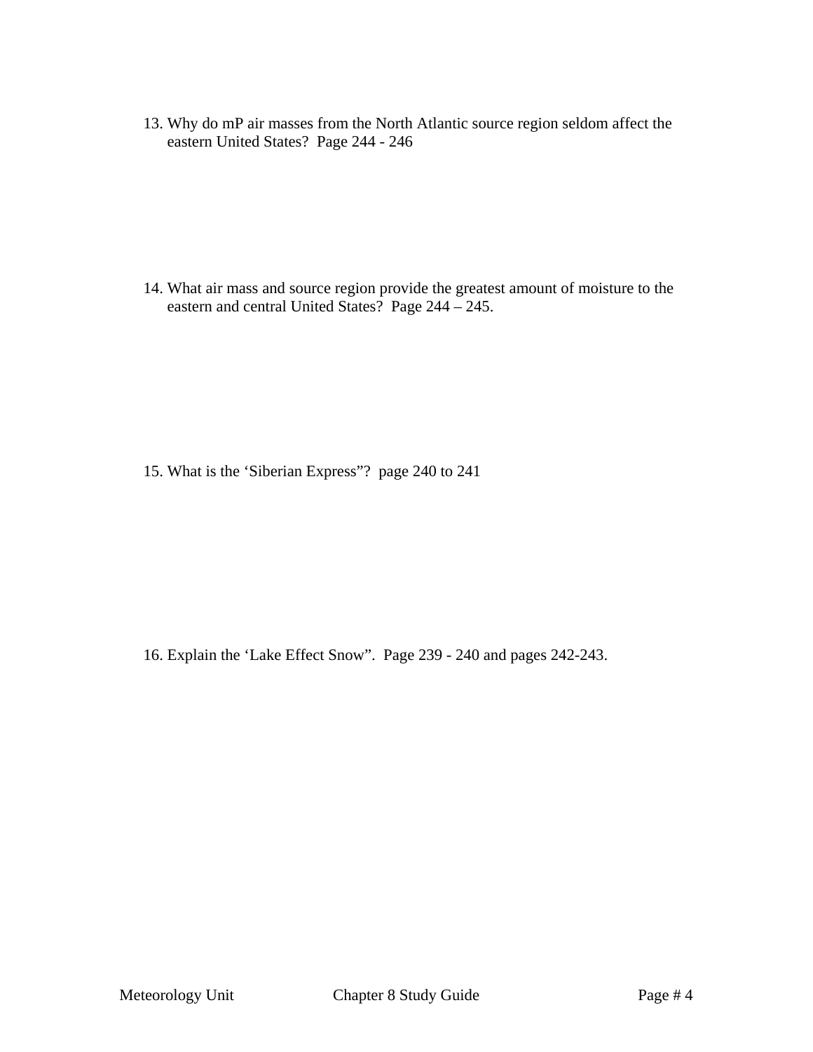13. Why do mP air masses from the North Atlantic source region seldom affect the eastern United States?  Page 244 - 246

14. What air mass and source region provide the greatest amount of moisture to the eastern and central United States?  Page 244 – 245.

15. What is the 'Siberian Express"?  page 240 to 241

16. Explain the 'Lake Effect Snow".  Page 239 - 240 and pages 242-243.